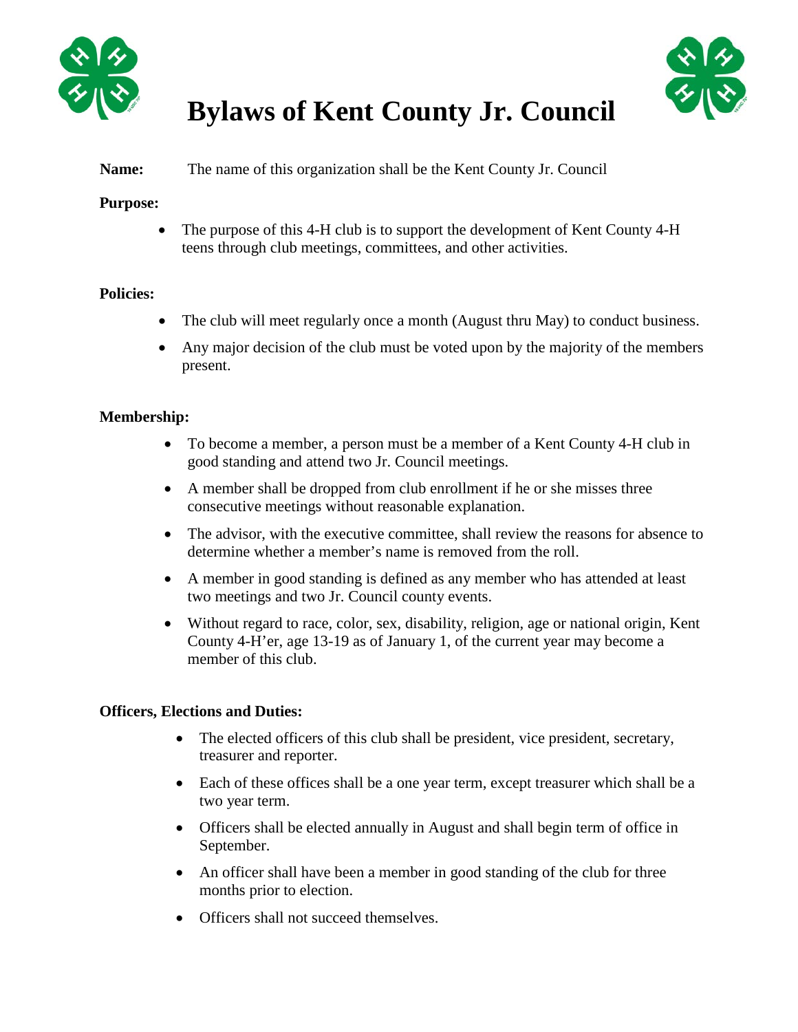# Bylaws of Kent County Jr. Council

**Name:** The name of this organization shall be the Kent County Jr. Council

**Purpose:**

- The purpose of this 4-H club is to support the development of Kent County 4-H teens through club meetings, committees, and other activities.

**Policies:**

- The club will meet regularly once a month (August thru May) to conduct business.
- Any major decision of the club must be voted upon by the majority of the members present.

**Membership:**

- To become a member, a person must be a member of a Kent County 4-H club in good standing and attend two Jr. Council meetings.
- A member shall be dropped from club enrollment if he or she misses three consecutive meetings without reasonable explanation.
- The advisor, with the executive committee, shall review the reasons for absence to determine whether a member's name is removed from the roll.
- A member in good standing is defined as any member who has attended at least two meetings and two Jr. Council county events.
- Without regard to race, color, sex, disability, religion, age or national origin, Kent County 4-H'er, age 13-19 as of January 1, of the current year may become a member of this club.

**Officers, Elections and Duties:**

- The elected officers of this club shall be president, vice president, secretary, treasurer and reporter.
- Each of these offices shall be a one year term, except treasurer which shall be a two year term.
- Officers shall be elected annually in August and shall begin term of office in September.
- An officer shall have been a member in good standing of the club for three months prior to election.
- Officers shall not succeed themselves.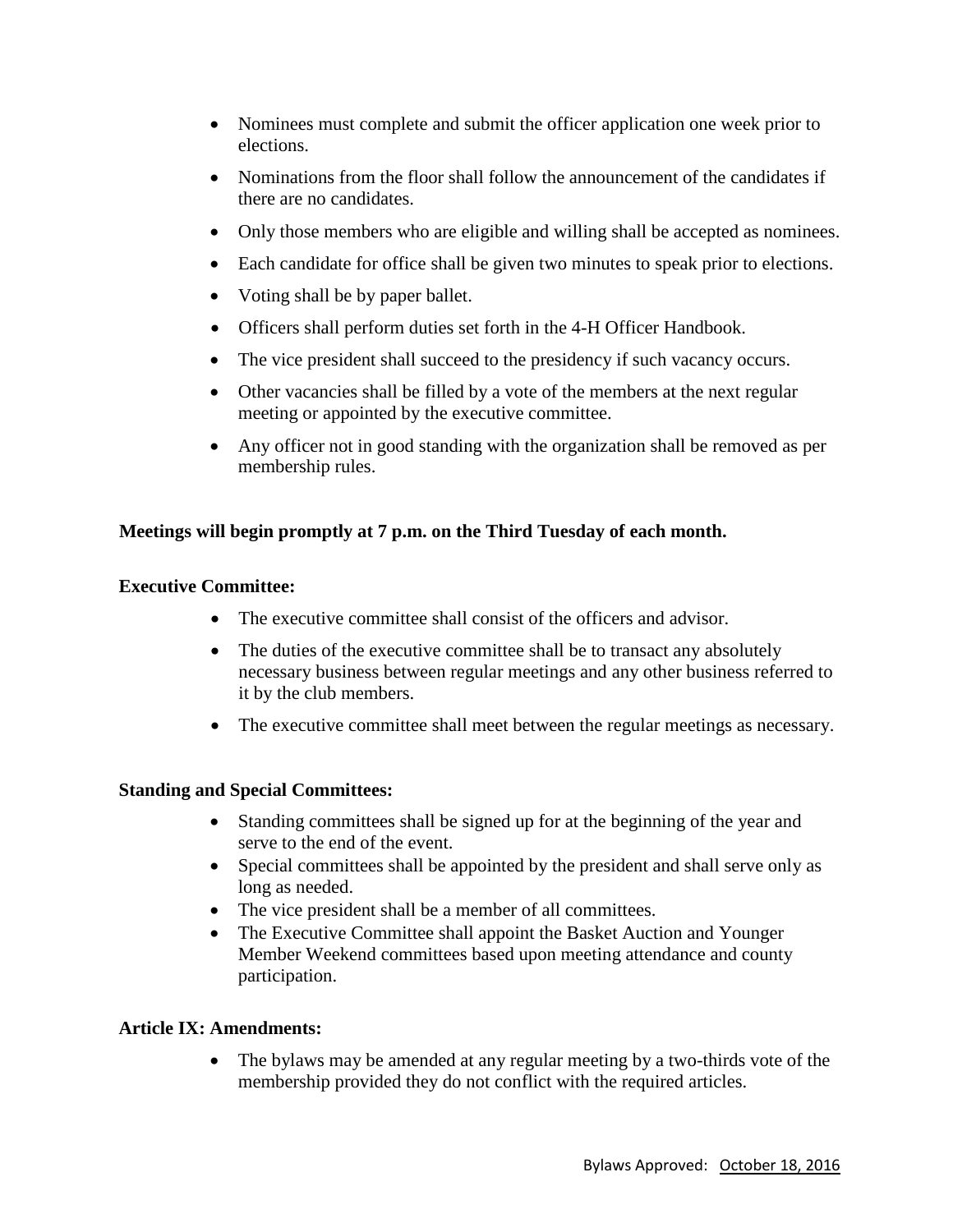- Nominees must complete and submit the officer application one week prior to elections.
- Nominations from the floor shall follow the announcement of the candidates if there are no candidates.
- Only those members who are eligible and willing shall be accepted as nominees.
- Each candidate for office shall be given two minutes to speak prior to elections.
- Voting shall be by paper ballet.
- Officers shall perform duties set forth in the 4-H Officer Handbook.
- The vice president shall succeed to the presidency if such vacancy occurs.
- Other vacancies shall be filled by a vote of the members at the next regular meeting or appointed by the executive committee.
- Any officer not in good standing with the organization shall be removed as per membership rules.

**Meetings will begin promptly at 7 p.m. on the Third Tuesday of each month.**

**Executive Committee:**

- The executive committee shall consist of the officers and advisor.
- The duties of the executive committee shall be to transact any absolutely necessary business between regular meetings and any other business referred to it by the club members.
- The executive committee shall meet between the regular meetings as necessary.

**Standing and Special Committees:**

- Standing committees shall be signed up for at the beginning of the year and serve to the end of the event.
- Special committees shall be appointed by the president and shall serve only as long as needed.
- The vice president shall be a member of all committees.
- The Executive Committee shall appoint the Basket Auction and Younger Member Weekend committees based upon meeting attendance and county participation.

**Article IX: Amendments:**

- The bylaws may be amended at any regular meeting by a two-thirds vote of the membership provided they do not conflict with the required articles.

Bylaws Approved: October 18, 2016